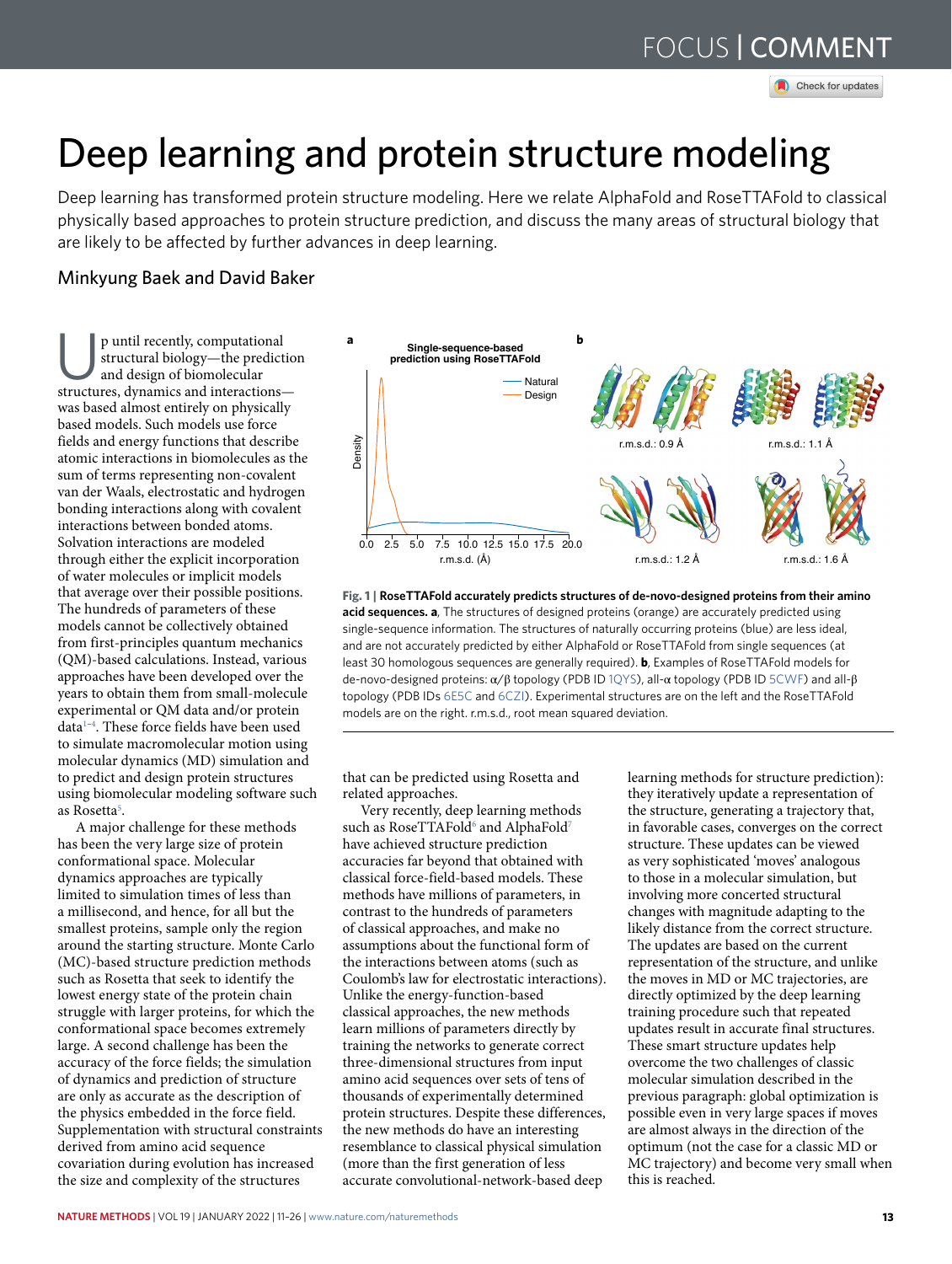# Deep learning and protein structure modeling

Deep learning has transformed protein structure modeling. Here we relate AlphaFold and RoseTTAFold to classical physically based approaches to protein structure prediction, and discuss the many areas of structural biology that are likely to be affected by further advances in deep learning.

Minkyung Baek and David Baker

Up until recently, computational structural biology—the prediction and design of biomolecular structures, dynamics and interactions—was based almost entirely on physically based models. Such models use force fields and energy functions that describe atomic interactions in biomolecules as the sum of terms representing non-covalent van der Waals, electrostatic and hydrogen bonding interactions along with covalent interactions between bonded atoms. Solvation interactions are modeled through either the explicit incorporation of water molecules or implicit models that average over their possible positions. The hundreds of parameters of these models cannot be collectively obtained from first-principles quantum mechanics (QM)-based calculations. Instead, various approaches have been developed over the years to obtain them from small-molecule experimental or QM data and/or protein data[1–4]. These force fields have been used to simulate macromolecular motion using molecular dynamics (MD) simulation and to predict and design protein structures using biomolecular modeling software such as Rosetta[5].

A major challenge for these methods has been the very large size of protein conformational space. Molecular dynamics approaches are typically limited to simulation times of less than a millisecond, and hence, for all but the smallest proteins, sample only the region around the starting structure. Monte Carlo (MC)-based structure prediction methods such as Rosetta that seek to identify the lowest energy state of the protein chain struggle with larger proteins, for which the conformational space becomes extremely large. A second challenge has been the accuracy of the force fields; the simulation of dynamics and prediction of structure are only as accurate as the description of the physics embedded in the force field. Supplementation with structural constraints derived from amino acid sequence covariation during evolution has increased the size and complexity of the structures that can be predicted using Rosetta and related approaches.

Very recently, deep learning methods such as RoseTTAFold[6] and AlphaFold[7] have achieved structure prediction accuracies far beyond that obtained with classical force-field-based models. These methods have millions of parameters, in contrast to the hundreds of parameters of classical approaches, and make no assumptions about the functional form of the interactions between atoms (such as Coulomb's law for electrostatic interactions). Unlike the energy-function-based classical approaches, the new methods learn millions of parameters directly by training the networks to generate correct three-dimensional structures from input amino acid sequences over sets of tens of thousands of experimentally determined protein structures. Despite these differences, the new methods do have an interesting resemblance to classical physical simulation (more than the first generation of less accurate convolutional-network-based deep learning methods for structure prediction): they iteratively update a representation of the structure, generating a trajectory that, in favorable cases, converges on the correct structure. These updates can be viewed as very sophisticated 'moves' analogous to those in a molecular simulation, but involving more concerted structural changes with magnitude adapting to the likely distance from the correct structure. The updates are based on the current representation of the structure, and unlike the moves in MD or MC trajectories, are directly optimized by the deep learning training procedure such that repeated updates result in accurate final structures. These smart structure updates help overcome the two challenges of classic molecular simulation described in the previous paragraph: global optimization is possible even in very large spaces if moves are almost always in the direction of the optimum (not the case for a classic MD or MC trajectory) and become very small when this is reached.

**Fig. 1 | RoseTTAFold accurately predicts structures of de-novo-designed proteins from their amino acid sequences. a**, The structures of designed proteins (orange) are accurately predicted using single-sequence information. The structures of naturally occurring proteins (blue) are less ideal, and are not accurately predicted by either AlphaFold or RoseTTAFold from single sequences (at least 30 homologous sequences are generally required). **b**, Examples of RoseTTAFold models for de-novo-designed proteins: $\alpha/\beta$ topology (PDB ID 1QYS), all-$\alpha$ topology (PDB ID 5CWF) and all-$\beta$ topology (PDB IDs 6E5C and 6CZI). Experimental structures are on the left and the RoseTTAFold models are on the right. r.m.s.d., root mean squared deviation.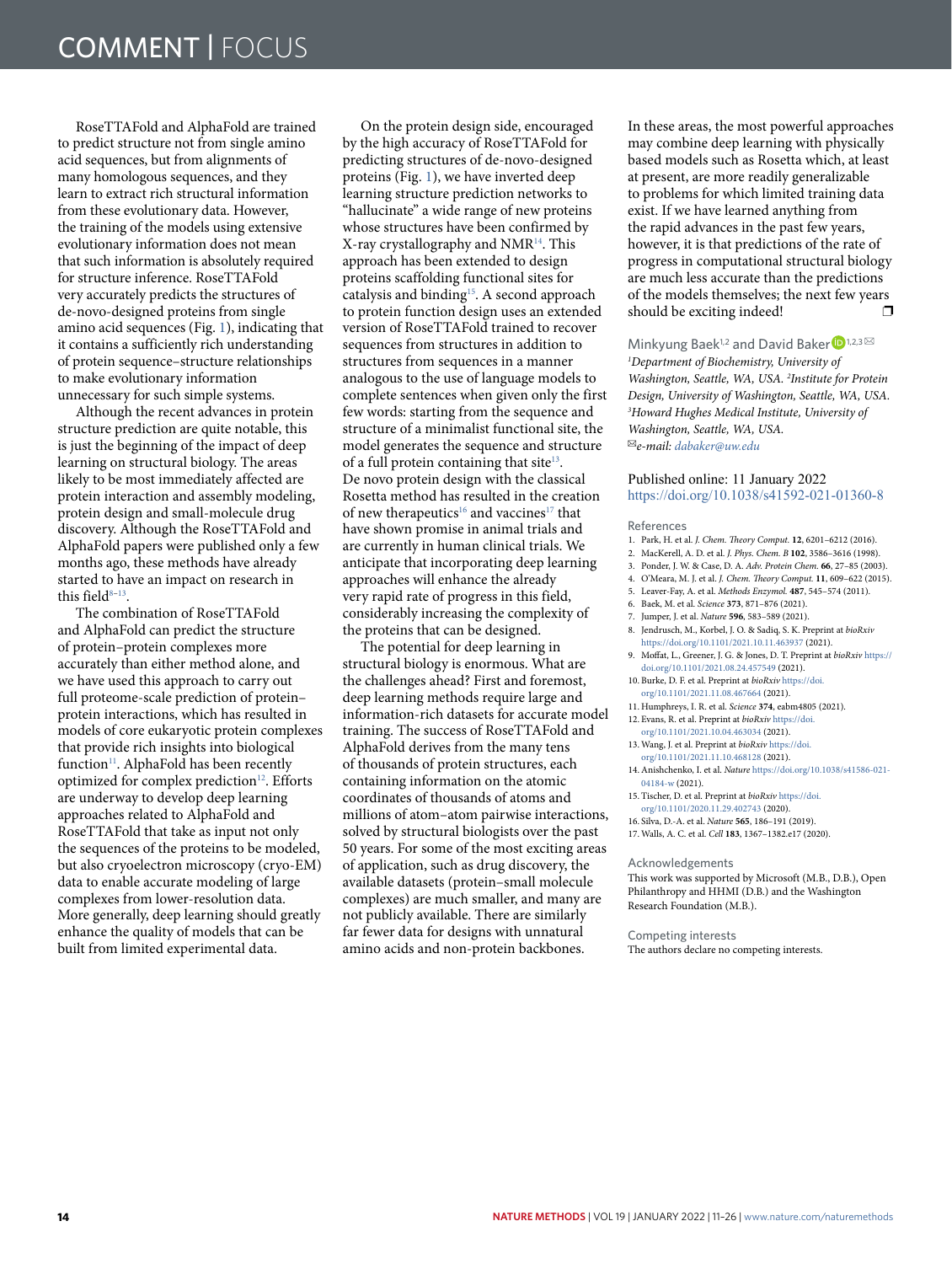RoseTTAFold and AlphaFold are trained to predict structure not from single amino acid sequences, but from alignments of many homologous sequences, and they learn to extract rich structural information from these evolutionary data. However, the training of the models using extensive evolutionary information does not mean that such information is absolutely required for structure inference. RoseTTAFold very accurately predicts the structures of de-novo-designed proteins from single amino acid sequences (Fig. 1), indicating that it contains a sufficiently rich understanding of protein sequence–structure relationships to make evolutionary information unnecessary for such simple systems.

Although the recent advances in protein structure prediction are quite notable, this is just the beginning of the impact of deep learning on structural biology. The areas likely to be most immediately affected are protein interaction and assembly modeling, protein design and small-molecule drug discovery. Although the RoseTTAFold and AlphaFold papers were published only a few months ago, these methods have already started to have an impact on research in this field[8–13].

The combination of RoseTTAFold and AlphaFold can predict the structure of protein–protein complexes more accurately than either method alone, and we have used this approach to carry out full proteome-scale prediction of protein–protein interactions, which has resulted in models of core eukaryotic protein complexes that provide rich insights into biological function[11]. AlphaFold has been recently optimized for complex prediction[12]. Efforts are underway to develop deep learning approaches related to AlphaFold and RoseTTAFold that take as input not only the sequences of the proteins to be modeled, but also cryoelectron microscopy (cryo-EM) data to enable accurate modeling of large complexes from lower-resolution data. More generally, deep learning should greatly enhance the quality of models that can be built from limited experimental data.

On the protein design side, encouraged by the high accuracy of RoseTTAFold for predicting structures of de-novo-designed proteins (Fig. 1), we have inverted deep learning structure prediction networks to "hallucinate" a wide range of new proteins whose structures have been confirmed by X-ray crystallography and NMR[14]. This approach has been extended to design proteins scaffolding functional sites for catalysis and binding[15]. A second approach to protein function design uses an extended version of RoseTTAFold trained to recover sequences from structures in addition to structures from sequences in a manner analogous to the use of language models to complete sentences when given only the first few words: starting from the sequence and structure of a minimalist functional site, the model generates the sequence and structure of a full protein containing that site[13]. De novo protein design with the classical Rosetta method has resulted in the creation of new therapeutics[16] and vaccines[17] that have shown promise in animal trials and are currently in human clinical trials. We anticipate that incorporating deep learning approaches will enhance the already very rapid rate of progress in this field, considerably increasing the complexity of the proteins that can be designed.

The potential for deep learning in structural biology is enormous. What are the challenges ahead? First and foremost, deep learning methods require large and information-rich datasets for accurate model training. The success of RoseTTAFold and AlphaFold derives from the many tens of thousands of protein structures, each containing information on the atomic coordinates of thousands of atoms and millions of atom–atom pairwise interactions, solved by structural biologists over the past 50 years. For some of the most exciting areas of application, such as drug discovery, the available datasets (protein–small molecule complexes) are much smaller, and many are not publicly available. There are similarly far fewer data for designs with unnatural amino acids and non-protein backbones. In these areas, the most powerful approaches may combine deep learning with physically based models such as Rosetta which, at least at present, are more readily generalizable to problems for which limited training data exist. If we have learned anything from the rapid advances in the past few years, however, it is that predictions of the rate of progress in computational structural biology are much less accurate than the predictions of the models themselves; the next few years should be exciting indeed! ❐

Minkyung Baek[1,2] and David Baker[1,2,3] ✉

[1]*Department of Biochemistry, University of Washington, Seattle, WA, USA.* [2]*Institute for Protein Design, University of Washington, Seattle, WA, USA.* [3]*Howard Hughes Medical Institute, University of Washington, Seattle, WA, USA.*
✉*e-mail: dabaker@uw.edu*

Published online: 11 January 2022
https://doi.org/10.1038/s41592-021-01360-8

### References

1. Park, H. et al. *J. Chem. Theory Comput.* **12**, 6201–6212 (2016).
2. MacKerell, A. D. et al. *J. Phys. Chem. B* **102**, 3586–3616 (1998).
3. Ponder, J. W. & Case, D. A. *Adv. Protein Chem.* **66**, 27–85 (2003).
4. O'Meara, M. J. et al. *J. Chem. Theory Comput.* **11**, 609–622 (2015).
5. Leaver-Fay, A. et al. *Methods Enzymol.* **487**, 545–574 (2011).
6. Baek, M. et al. *Science* **373**, 871–876 (2021).
7. Jumper, J. et al. *Nature* **596**, 583–589 (2021).
8. Jendrusch, M., Korbel, J. O. & Sadiq, S. K. Preprint at *bioRxiv* https://doi.org/10.1101/2021.10.11.463937 (2021).
9. Moffat, L., Greener, J. G. & Jones, D. T. Preprint at *bioRxiv* https://doi.org/10.1101/2021.08.24.457549 (2021).
10. Burke, D. F. et al. Preprint at *bioRxiv* https://doi.org/10.1101/2021.11.08.467664 (2021).
11. Humphreys, I. R. et al. *Science* **374**, eabm4805 (2021).
12. Evans, R. et al. Preprint at *bioRxiv* https://doi.org/10.1101/2021.10.04.463034 (2021).
13. Wang, J. et al. Preprint at *bioRxiv* https://doi.org/10.1101/2021.11.10.468128 (2021).
14. Anishchenko, I. et al. *Nature* https://doi.org/10.1038/s41586-021-04184-w (2021).
15. Tischer, D. et al. Preprint at *bioRxiv* https://doi.org/10.1101/2020.11.29.402743 (2020).
16. Silva, D.-A. et al. *Nature* **565**, 186–191 (2019).
17. Walls, A. C. et al. *Cell* **183**, 1367–1382.e17 (2020).

### Acknowledgements

This work was supported by Microsoft (M.B., D.B.), Open Philanthropy and HHMI (D.B.) and the Washington Research Foundation (M.B.).

### Competing interests

The authors declare no competing interests.